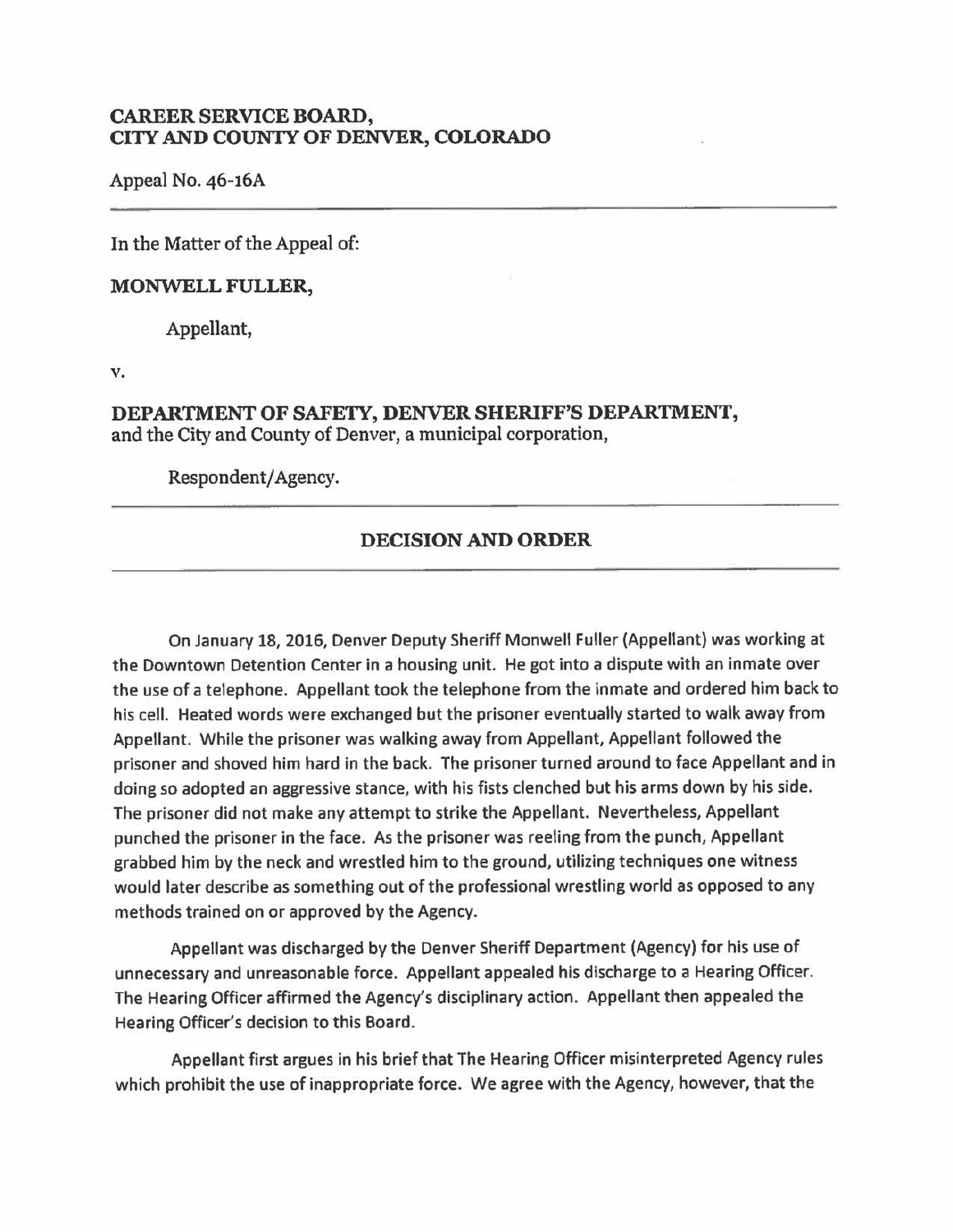**CAREER SERVICE BOARD,**
**CITY AND COUNTY OF DENVER, COLORADO**

Appeal No. 46-16A

---

In the Matter of the Appeal of:

**MONWELL FULLER,**

Appellant,

v.

**DEPARTMENT OF SAFETY, DENVER SHERIFF'S DEPARTMENT,**
and the City and County of Denver, a municipal corporation,

Respondent/Agency.

---

## DECISION AND ORDER

---

On January 18, 2016, Denver Deputy Sheriff Monwell Fuller (Appellant) was working at the Downtown Detention Center in a housing unit. He got into a dispute with an inmate over the use of a telephone. Appellant took the telephone from the inmate and ordered him back to his cell. Heated words were exchanged but the prisoner eventually started to walk away from Appellant. While the prisoner was walking away from Appellant, Appellant followed the prisoner and shoved him hard in the back. The prisoner turned around to face Appellant and in doing so adopted an aggressive stance, with his fists clenched but his arms down by his side. The prisoner did not make any attempt to strike the Appellant. Nevertheless, Appellant punched the prisoner in the face. As the prisoner was reeling from the punch, Appellant grabbed him by the neck and wrestled him to the ground, utilizing techniques one witness would later describe as something out of the professional wrestling world as opposed to any methods trained on or approved by the Agency.

Appellant was discharged by the Denver Sheriff Department (Agency) for his use of unnecessary and unreasonable force. Appellant appealed his discharge to a Hearing Officer. The Hearing Officer affirmed the Agency's disciplinary action. Appellant then appealed the Hearing Officer's decision to this Board.

Appellant first argues in his brief that The Hearing Officer misinterpreted Agency rules which prohibit the use of inappropriate force. We agree with the Agency, however, that the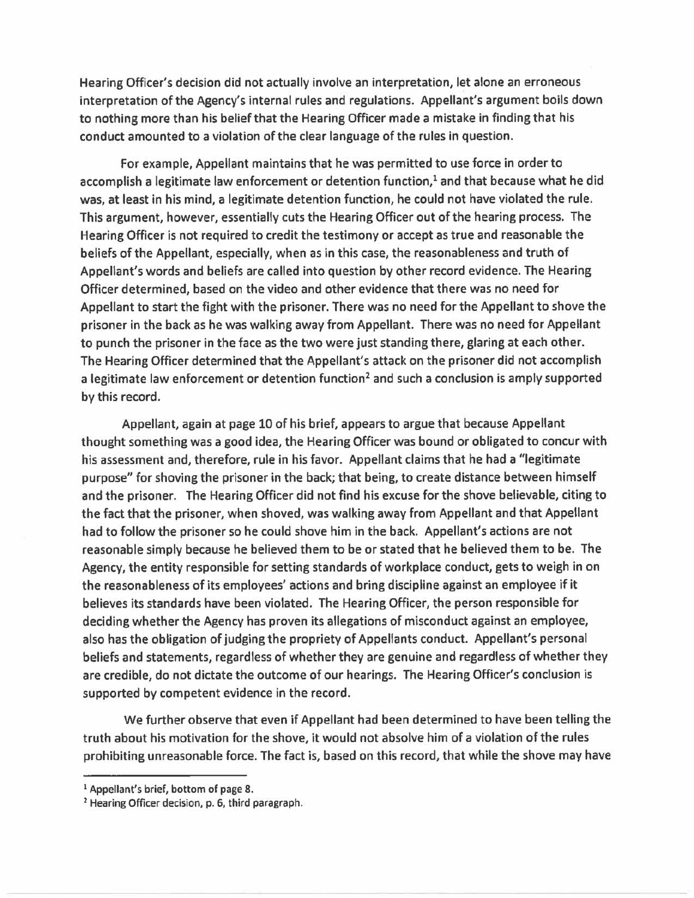Hearing Officer's decision did not actually involve an interpretation, let alone an erroneous interpretation of the Agency's internal rules and regulations. Appellant's argument boils down to nothing more than his belief that the Hearing Officer made a mistake in finding that his conduct amounted to a violation of the clear language of the rules in question.

For example, Appellant maintains that he was permitted to use force in order to accomplish a legitimate law enforcement or detention function,[1] and that because what he did was, at least in his mind, a legitimate detention function, he could not have violated the rule. This argument, however, essentially cuts the Hearing Officer out of the hearing process. The Hearing Officer is not required to credit the testimony or accept as true and reasonable the beliefs of the Appellant, especially, when as in this case, the reasonableness and truth of Appellant's words and beliefs are called into question by other record evidence. The Hearing Officer determined, based on the video and other evidence that there was no need for Appellant to start the fight with the prisoner. There was no need for the Appellant to shove the prisoner in the back as he was walking away from Appellant. There was no need for Appellant to punch the prisoner in the face as the two were just standing there, glaring at each other. The Hearing Officer determined that the Appellant's attack on the prisoner did not accomplish a legitimate law enforcement or detention function[2] and such a conclusion is amply supported by this record.

Appellant, again at page 10 of his brief, appears to argue that because Appellant thought something was a good idea, the Hearing Officer was bound or obligated to concur with his assessment and, therefore, rule in his favor. Appellant claims that he had a "legitimate purpose" for shoving the prisoner in the back; that being, to create distance between himself and the prisoner. The Hearing Officer did not find his excuse for the shove believable, citing to the fact that the prisoner, when shoved, was walking away from Appellant and that Appellant had to follow the prisoner so he could shove him in the back. Appellant's actions are not reasonable simply because he believed them to be or stated that he believed them to be. The Agency, the entity responsible for setting standards of workplace conduct, gets to weigh in on the reasonableness of its employees' actions and bring discipline against an employee if it believes its standards have been violated. The Hearing Officer, the person responsible for deciding whether the Agency has proven its allegations of misconduct against an employee, also has the obligation of judging the propriety of Appellants conduct. Appellant's personal beliefs and statements, regardless of whether they are genuine and regardless of whether they are credible, do not dictate the outcome of our hearings. The Hearing Officer's conclusion is supported by competent evidence in the record.

We further observe that even if Appellant had been determined to have been telling the truth about his motivation for the shove, it would not absolve him of a violation of the rules prohibiting unreasonable force. The fact is, based on this record, that while the shove may have

[1] Appellant's brief, bottom of page 8.

[2] Hearing Officer decision, p. 6, third paragraph.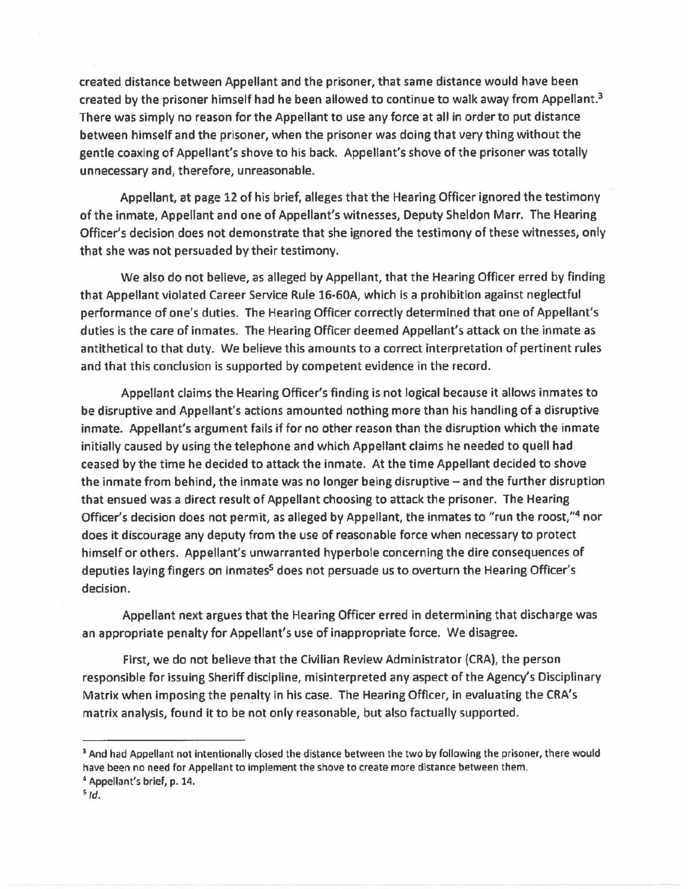created distance between Appellant and the prisoner, that same distance would have been created by the prisoner himself had he been allowed to continue to walk away from Appellant.[3] There was simply no reason for the Appellant to use any force at all in order to put distance between himself and the prisoner, when the prisoner was doing that very thing without the gentle coaxing of Appellant's shove to his back. Appellant's shove of the prisoner was totally unnecessary and, therefore, unreasonable.

Appellant, at page 12 of his brief, alleges that the Hearing Officer ignored the testimony of the inmate, Appellant and one of Appellant's witnesses, Deputy Sheldon Marr. The Hearing Officer's decision does not demonstrate that she ignored the testimony of these witnesses, only that she was not persuaded by their testimony.

We also do not believe, as alleged by Appellant, that the Hearing Officer erred by finding that Appellant violated Career Service Rule 16-60A, which is a prohibition against neglectful performance of one's duties. The Hearing Officer correctly determined that one of Appellant's duties is the care of inmates. The Hearing Officer deemed Appellant's attack on the inmate as antithetical to that duty. We believe this amounts to a correct interpretation of pertinent rules and that this conclusion is supported by competent evidence in the record.

Appellant claims the Hearing Officer's finding is not logical because it allows inmates to be disruptive and Appellant's actions amounted nothing more than his handling of a disruptive inmate. Appellant's argument fails if for no other reason than the disruption which the inmate initially caused by using the telephone and which Appellant claims he needed to quell had ceased by the time he decided to attack the inmate. At the time Appellant decided to shove the inmate from behind, the inmate was no longer being disruptive – and the further disruption that ensued was a direct result of Appellant choosing to attack the prisoner. The Hearing Officer's decision does not permit, as alleged by Appellant, the inmates to "run the roost,"[4] nor does it discourage any deputy from the use of reasonable force when necessary to protect himself or others. Appellant's unwarranted hyperbole concerning the dire consequences of deputies laying fingers on inmates[5] does not persuade us to overturn the Hearing Officer's decision.

Appellant next argues that the Hearing Officer erred in determining that discharge was an appropriate penalty for Appellant's use of inappropriate force. We disagree.

First, we do not believe that the Civilian Review Administrator (CRA), the person responsible for issuing Sheriff discipline, misinterpreted any aspect of the Agency's Disciplinary Matrix when imposing the penalty in his case. The Hearing Officer, in evaluating the CRA's matrix analysis, found it to be not only reasonable, but also factually supported.

---

[3] And had Appellant not intentionally closed the distance between the two by following the prisoner, there would have been no need for Appellant to implement the shove to create more distance between them.

[4] Appellant's brief, p. 14.

[5] *Id.*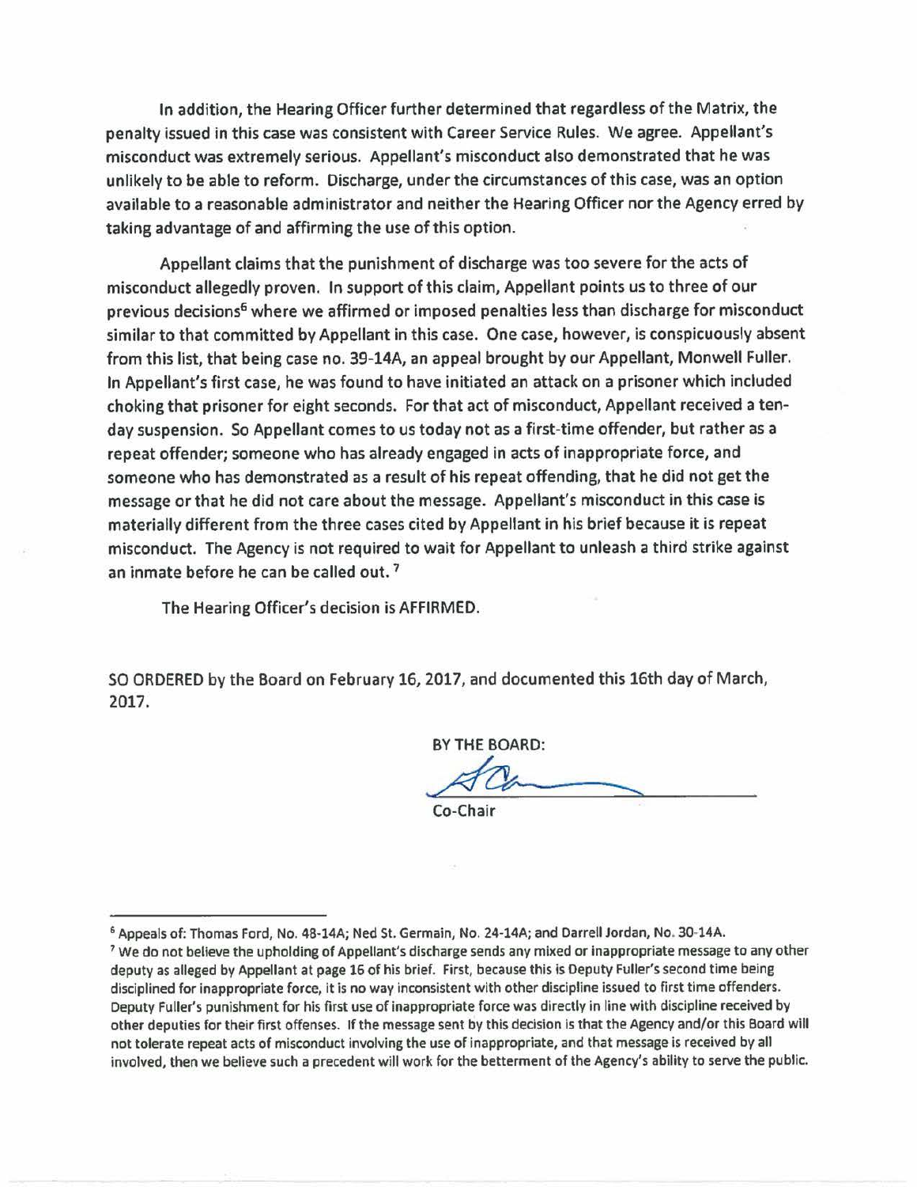In addition, the Hearing Officer further determined that regardless of the Matrix, the penalty issued in this case was consistent with Career Service Rules. We agree. Appellant's misconduct was extremely serious. Appellant's misconduct also demonstrated that he was unlikely to be able to reform. Discharge, under the circumstances of this case, was an option available to a reasonable administrator and neither the Hearing Officer nor the Agency erred by taking advantage of and affirming the use of this option.

Appellant claims that the punishment of discharge was too severe for the acts of misconduct allegedly proven. In support of this claim, Appellant points us to three of our previous decisions[6] where we affirmed or imposed penalties less than discharge for misconduct similar to that committed by Appellant in this case. One case, however, is conspicuously absent from this list, that being case no. 39-14A, an appeal brought by our Appellant, Monwell Fuller. In Appellant's first case, he was found to have initiated an attack on a prisoner which included choking that prisoner for eight seconds. For that act of misconduct, Appellant received a ten-day suspension. So Appellant comes to us today not as a first-time offender, but rather as a repeat offender; someone who has already engaged in acts of inappropriate force, and someone who has demonstrated as a result of his repeat offending, that he did not get the message or that he did not care about the message. Appellant's misconduct in this case is materially different from the three cases cited by Appellant in his brief because it is repeat misconduct. The Agency is not required to wait for Appellant to unleash a third strike against an inmate before he can be called out.[7]

The Hearing Officer's decision is AFFIRMED.

SO ORDERED by the Board on February 16, 2017, and documented this 16th day of March, 2017.

BY THE BOARD:

Co-Chair

---

[6] Appeals of: Thomas Ford, No. 48-14A; Ned St. Germain, No. 24-14A; and Darrell Jordan, No. 30-14A.

[7] We do not believe the upholding of Appellant's discharge sends any mixed or inappropriate message to any other deputy as alleged by Appellant at page 16 of his brief. First, because this is Deputy Fuller's second time being disciplined for inappropriate force, it is no way inconsistent with other discipline issued to first time offenders. Deputy Fuller's punishment for his first use of inappropriate force was directly in line with discipline received by other deputies for their first offenses. If the message sent by this decision is that the Agency and/or this Board will not tolerate repeat acts of misconduct involving the use of inappropriate, and that message is received by all involved, then we believe such a precedent will work for the betterment of the Agency's ability to serve the public.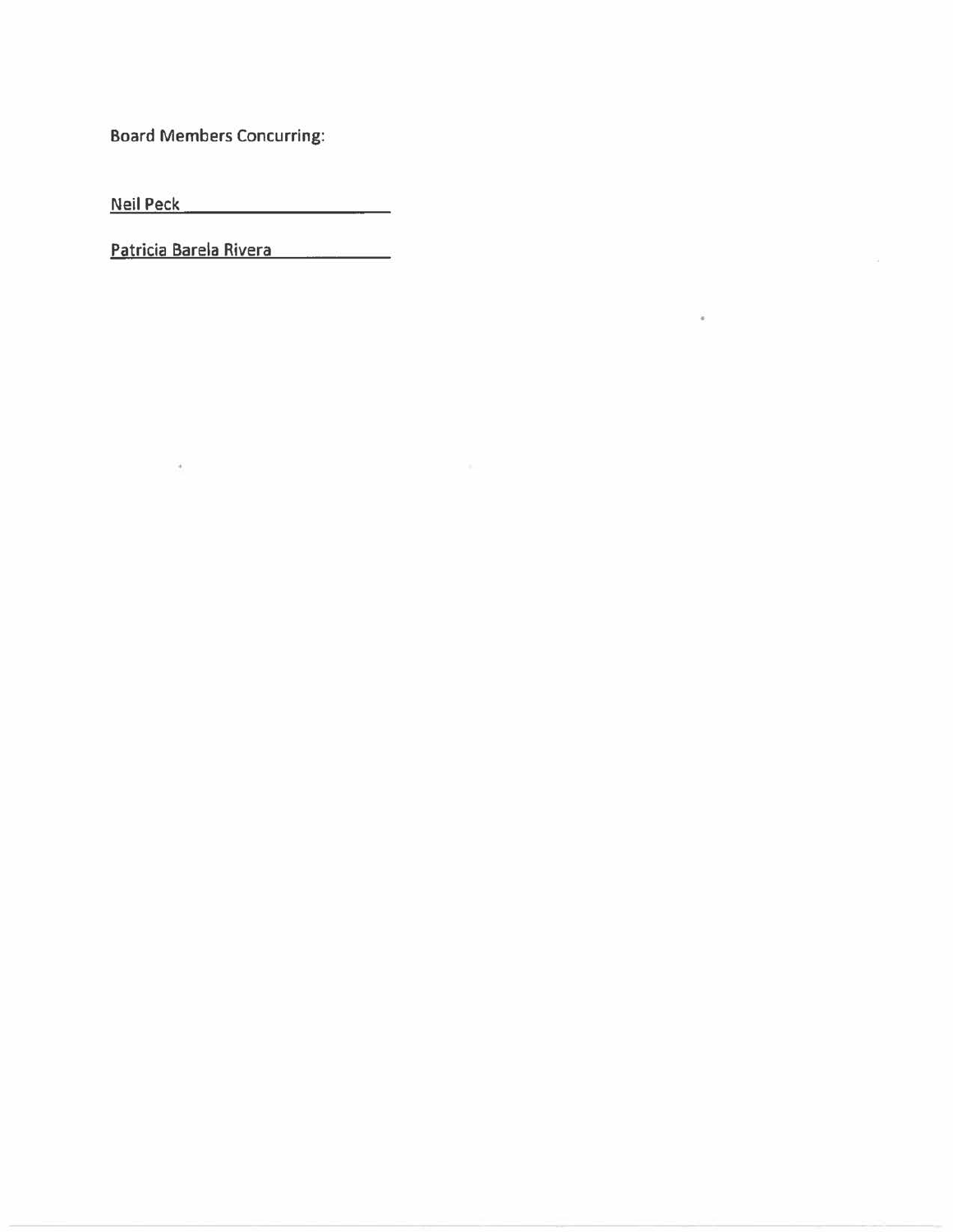Board Members Concurring:

Neil Peck ____________________

Patricia Barela Rivera ____________